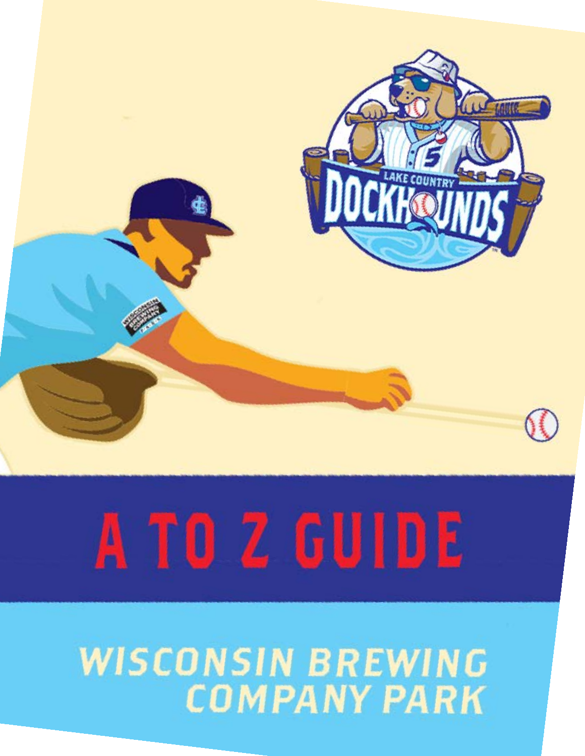# A TO Z GUIDE

## WISCONSIN BREWING COMPANY PARK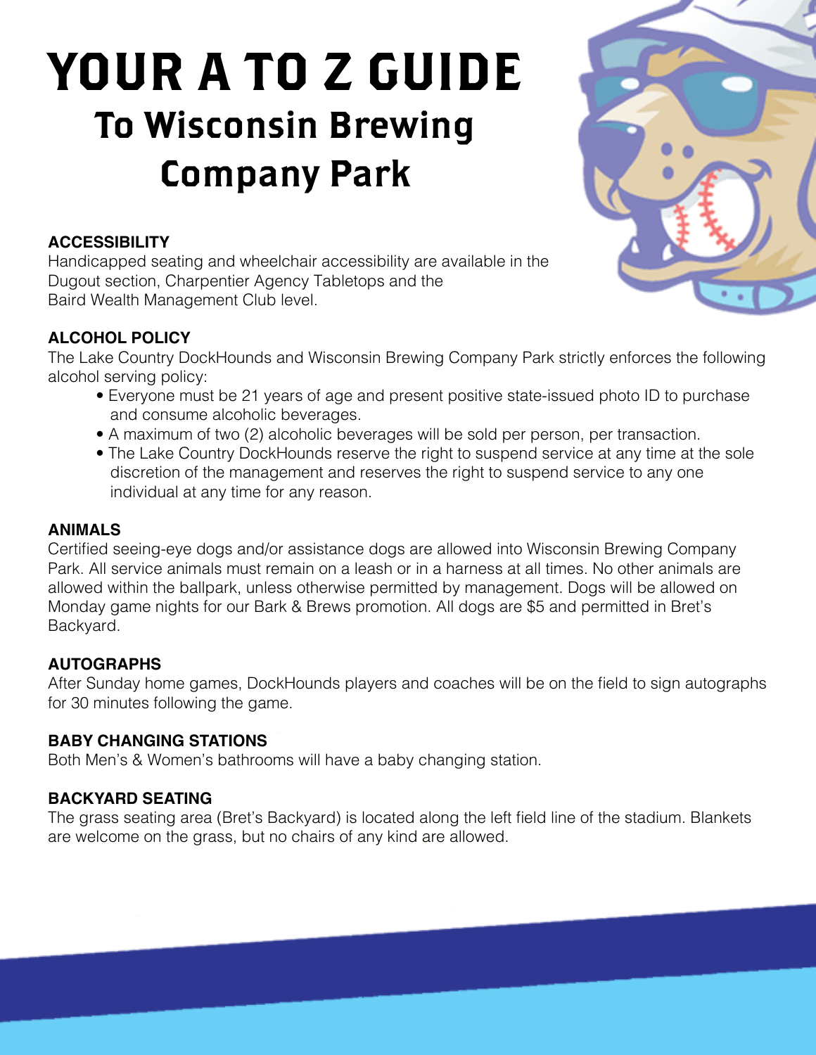# YOUR A TO Z GUIDE

## To Wisconsin Brewing Company Park

**ACCESSIBILITY**

Handicapped seating and wheelchair accessibility are available in the Dugout section, Charpentier Agency Tabletops and the Baird Wealth Management Club level.

**ALCOHOL POLICY**

The Lake Country DockHounds and Wisconsin Brewing Company Park strictly enforces the following alcohol serving policy:

- Everyone must be 21 years of age and present positive state-issued photo ID to purchase and consume alcoholic beverages.
- A maximum of two (2) alcoholic beverages will be sold per person, per transaction.
- The Lake Country DockHounds reserve the right to suspend service at any time at the sole discretion of the management and reserves the right to suspend service to any one individual at any time for any reason.

**ANIMALS**

Certified seeing-eye dogs and/or assistance dogs are allowed into Wisconsin Brewing Company Park. All service animals must remain on a leash or in a harness at all times. No other animals are allowed within the ballpark, unless otherwise permitted by management. Dogs will be allowed on Monday game nights for our Bark & Brews promotion. All dogs are $5 and permitted in Bret's Backyard.

**AUTOGRAPHS**

After Sunday home games, DockHounds players and coaches will be on the field to sign autographs for 30 minutes following the game.

**BABY CHANGING STATIONS**

Both Men's & Women's bathrooms will have a baby changing station.

**BACKYARD SEATING**

The grass seating area (Bret's Backyard) is located along the left field line of the stadium. Blankets are welcome on the grass, but no chairs of any kind are allowed.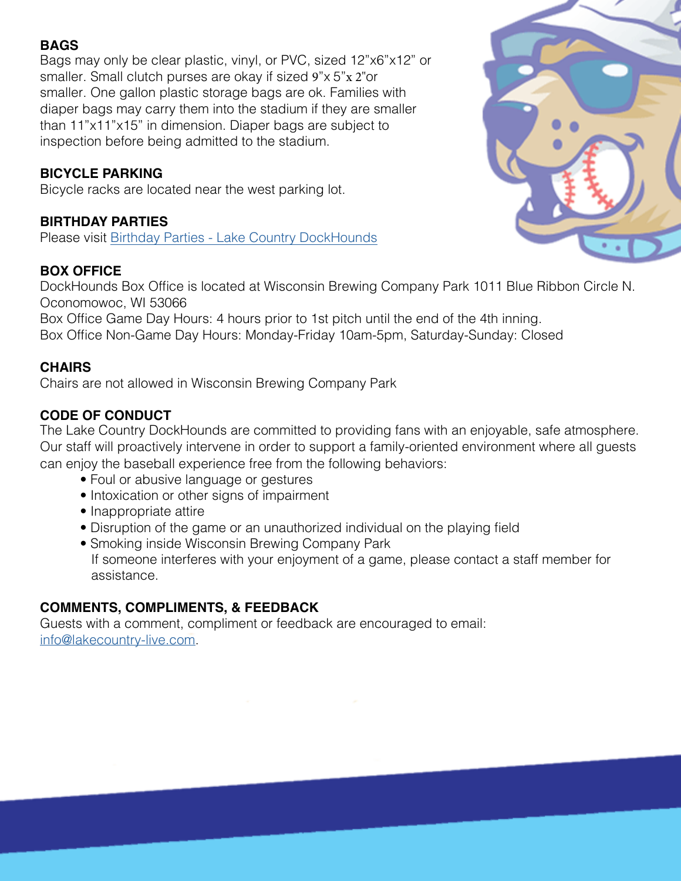## BAGS

Bags may only be clear plastic, vinyl, or PVC, sized 12"x6"x12" or smaller. Small clutch purses are okay if sized 9"x 5"x 2"or smaller. One gallon plastic storage bags are ok. Families with diaper bags may carry them into the stadium if they are smaller than 11"x11"x15" in dimension. Diaper bags are subject to inspection before being admitted to the stadium.

## BICYCLE PARKING

Bicycle racks are located near the west parking lot.

## BIRTHDAY PARTIES

Please visit [Birthday Parties - Lake Country DockHounds]

## BOX OFFICE

DockHounds Box Office is located at Wisconsin Brewing Company Park 1011 Blue Ribbon Circle N. Oconomowoc, WI 53066

Box Office Game Day Hours: 4 hours prior to 1st pitch until the end of the 4th inning.

Box Office Non-Game Day Hours: Monday-Friday 10am-5pm, Saturday-Sunday: Closed

## CHAIRS

Chairs are not allowed in Wisconsin Brewing Company Park

## CODE OF CONDUCT

The Lake Country DockHounds are committed to providing fans with an enjoyable, safe atmosphere. Our staff will proactively intervene in order to support a family-oriented environment where all guests can enjoy the baseball experience free from the following behaviors:

- Foul or abusive language or gestures
- Intoxication or other signs of impairment
- Inappropriate attire
- Disruption of the game or an unauthorized individual on the playing field
- Smoking inside Wisconsin Brewing Company Park

If someone interferes with your enjoyment of a game, please contact a staff member for assistance.

## COMMENTS, COMPLIMENTS, & FEEDBACK

Guests with a comment, compliment or feedback are encouraged to email: info@lakecountry-live.com.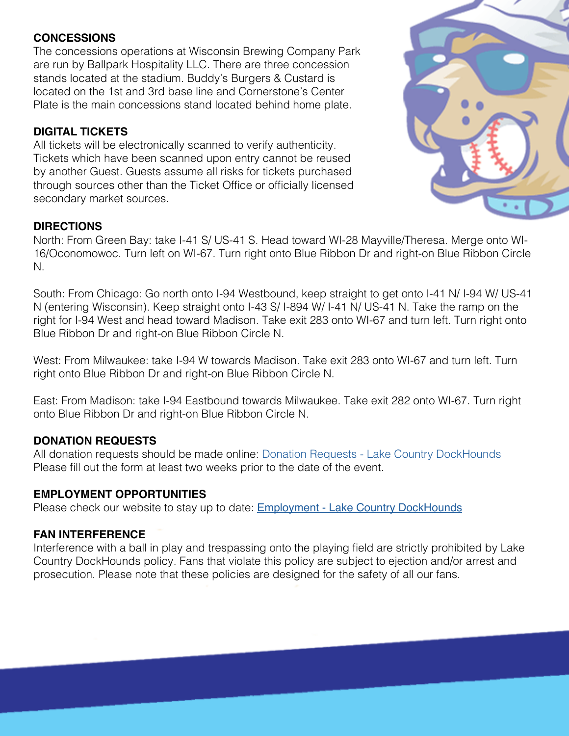## CONCESSIONS

The concessions operations at Wisconsin Brewing Company Park are run by Ballpark Hospitality LLC. There are three concession stands located at the stadium. Buddy's Burgers & Custard is located on the 1st and 3rd base line and Cornerstone's Center Plate is the main concessions stand located behind home plate.

## DIGITAL TICKETS

All tickets will be electronically scanned to verify authenticity. Tickets which have been scanned upon entry cannot be reused by another Guest. Guests assume all risks for tickets purchased through sources other than the Ticket Office or officially licensed secondary market sources.

## DIRECTIONS

North: From Green Bay: take I-41 S/ US-41 S. Head toward WI-28 Mayville/Theresa. Merge onto WI-16/Oconomowoc. Turn left on WI-67. Turn right onto Blue Ribbon Dr and right-on Blue Ribbon Circle N.

South: From Chicago: Go north onto I-94 Westbound, keep straight to get onto I-41 N/ I-94 W/ US-41 N (entering Wisconsin). Keep straight onto I-43 S/ I-894 W/ I-41 N/ US-41 N. Take the ramp on the right for I-94 West and head toward Madison. Take exit 283 onto WI-67 and turn left. Turn right onto Blue Ribbon Dr and right-on Blue Ribbon Circle N.

West: From Milwaukee: take I-94 W towards Madison. Take exit 283 onto WI-67 and turn left. Turn right onto Blue Ribbon Dr and right-on Blue Ribbon Circle N.

East: From Madison: take I-94 Eastbound towards Milwaukee. Take exit 282 onto WI-67. Turn right onto Blue Ribbon Dr and right-on Blue Ribbon Circle N.

## DONATION REQUESTS

All donation requests should be made online: Donation Requests - Lake Country DockHounds
Please fill out the form at least two weeks prior to the date of the event.

## EMPLOYMENT OPPORTUNITIES

Please check our website to stay up to date: Employment - Lake Country DockHounds

## FAN INTERFERENCE

Interference with a ball in play and trespassing onto the playing field are strictly prohibited by Lake Country DockHounds policy. Fans that violate this policy are subject to ejection and/or arrest and prosecution. Please note that these policies are designed for the safety of all our fans.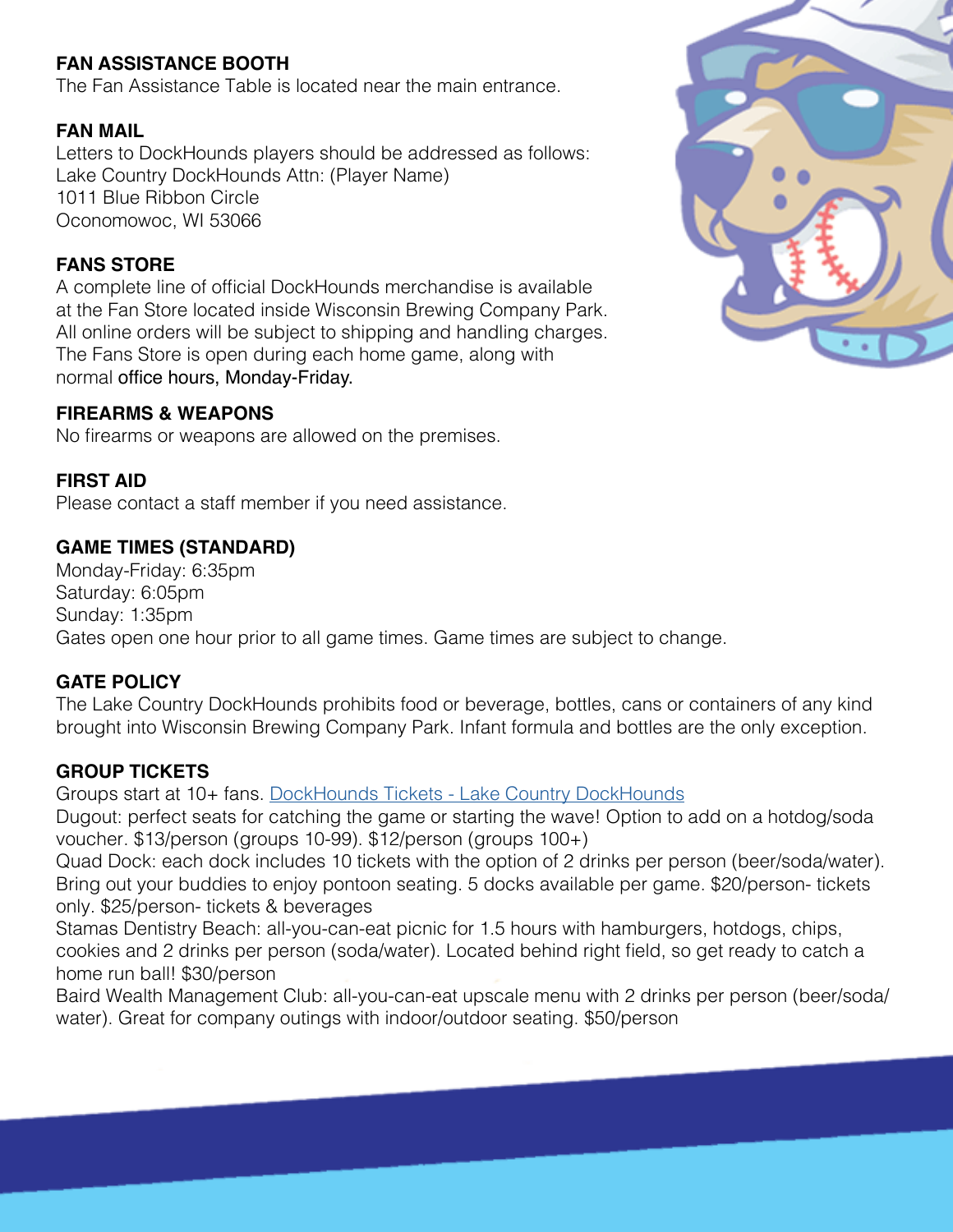## FAN ASSISTANCE BOOTH

The Fan Assistance Table is located near the main entrance.

## FAN MAIL

Letters to DockHounds players should be addressed as follows:
Lake Country DockHounds Attn: (Player Name)
1011 Blue Ribbon Circle
Oconomowoc, WI 53066

## FANS STORE

A complete line of official DockHounds merchandise is available at the Fan Store located inside Wisconsin Brewing Company Park. All online orders will be subject to shipping and handling charges. The Fans Store is open during each home game, along with normal office hours, Monday-Friday.

## FIREARMS & WEAPONS

No firearms or weapons are allowed on the premises.

## FIRST AID

Please contact a staff member if you need assistance.

## GAME TIMES (STANDARD)

Monday-Friday: 6:35pm
Saturday: 6:05pm
Sunday: 1:35pm
Gates open one hour prior to all game times. Game times are subject to change.

## GATE POLICY

The Lake Country DockHounds prohibits food or beverage, bottles, cans or containers of any kind brought into Wisconsin Brewing Company Park. Infant formula and bottles are the only exception.

## GROUP TICKETS

Groups start at 10+ fans. [DockHounds Tickets - Lake Country DockHounds]
Dugout: perfect seats for catching the game or starting the wave! Option to add on a hotdog/soda voucher. $13/person (groups 10-99). $12/person (groups 100+)
Quad Dock: each dock includes 10 tickets with the option of 2 drinks per person (beer/soda/water). Bring out your buddies to enjoy pontoon seating. 5 docks available per game. $20/person- tickets only. $25/person- tickets & beverages
Stamas Dentistry Beach: all-you-can-eat picnic for 1.5 hours with hamburgers, hotdogs, chips, cookies and 2 drinks per person (soda/water). Located behind right field, so get ready to catch a home run ball! $30/person
Baird Wealth Management Club: all-you-can-eat upscale menu with 2 drinks per person (beer/soda/water). Great for company outings with indoor/outdoor seating. $50/person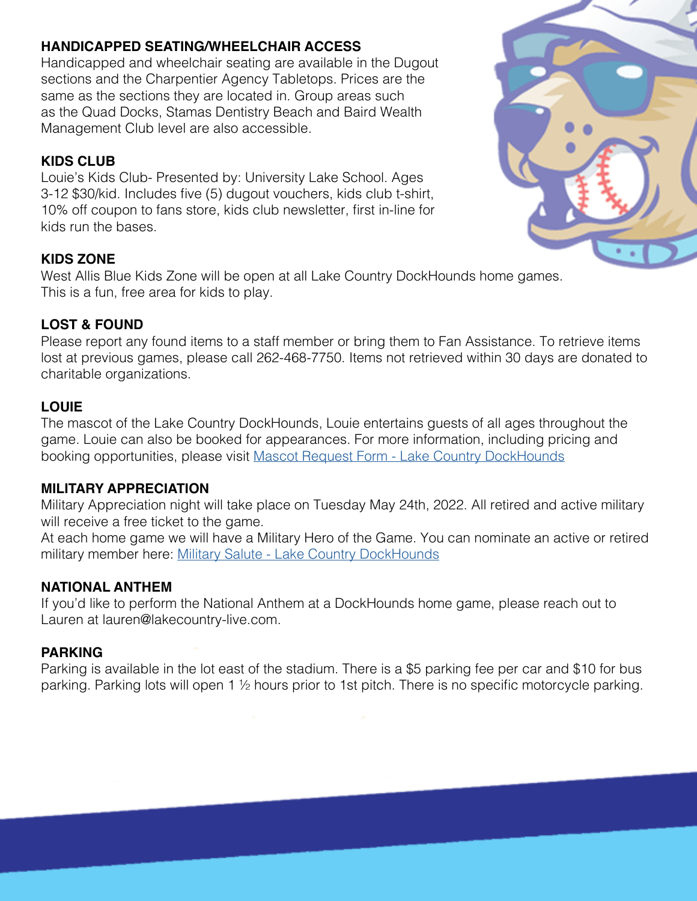## HANDICAPPED SEATING/WHEELCHAIR ACCESS

Handicapped and wheelchair seating are available in the Dugout sections and the Charpentier Agency Tabletops. Prices are the same as the sections they are located in. Group areas such as the Quad Docks, Stamas Dentistry Beach and Baird Wealth Management Club level are also accessible.

## KIDS CLUB

Louie's Kids Club- Presented by: University Lake School. Ages 3-12 $30/kid. Includes five (5) dugout vouchers, kids club t-shirt, 10% off coupon to fans store, kids club newsletter, first in-line for kids run the bases.

## KIDS ZONE

West Allis Blue Kids Zone will be open at all Lake Country DockHounds home games. This is a fun, free area for kids to play.

## LOST & FOUND

Please report any found items to a staff member or bring them to Fan Assistance. To retrieve items lost at previous games, please call 262-468-7750. Items not retrieved within 30 days are donated to charitable organizations.

## LOUIE

The mascot of the Lake Country DockHounds, Louie entertains guests of all ages throughout the game. Louie can also be booked for appearances. For more information, including pricing and booking opportunities, please visit Mascot Request Form - Lake Country DockHounds

## MILITARY APPRECIATION

Military Appreciation night will take place on Tuesday May 24th, 2022. All retired and active military will receive a free ticket to the game.

At each home game we will have a Military Hero of the Game. You can nominate an active or retired military member here: Military Salute - Lake Country DockHounds

## NATIONAL ANTHEM

If you'd like to perform the National Anthem at a DockHounds home game, please reach out to Lauren at lauren@lakecountry-live.com.

## PARKING

Parking is available in the lot east of the stadium. There is a $5 parking fee per car and $10 for bus parking. Parking lots will open 1 ½ hours prior to 1st pitch. There is no specific motorcycle parking.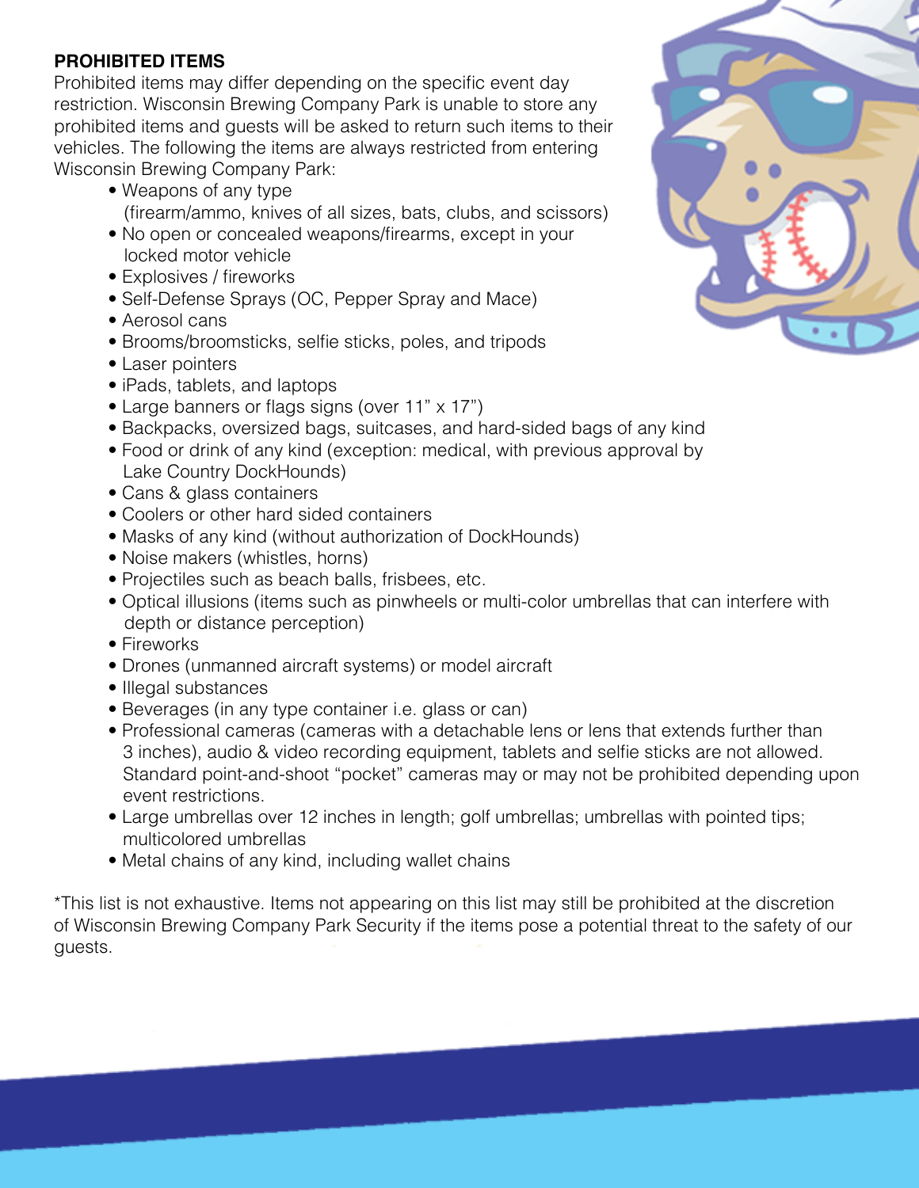**PROHIBITED ITEMS**

Prohibited items may differ depending on the specific event day restriction. Wisconsin Brewing Company Park is unable to store any prohibited items and guests will be asked to return such items to their vehicles. The following the items are always restricted from entering Wisconsin Brewing Company Park:

- Weapons of any type (firearm/ammo, knives of all sizes, bats, clubs, and scissors)
- No open or concealed weapons/firearms, except in your locked motor vehicle
- Explosives / fireworks
- Self-Defense Sprays (OC, Pepper Spray and Mace)
- Aerosol cans
- Brooms/broomsticks, selfie sticks, poles, and tripods
- Laser pointers
- iPads, tablets, and laptops
- Large banners or flags signs (over 11" x 17")
- Backpacks, oversized bags, suitcases, and hard-sided bags of any kind
- Food or drink of any kind (exception: medical, with previous approval by Lake Country DockHounds)
- Cans & glass containers
- Coolers or other hard sided containers
- Masks of any kind (without authorization of DockHounds)
- Noise makers (whistles, horns)
- Projectiles such as beach balls, frisbees, etc.
- Optical illusions (items such as pinwheels or multi-color umbrellas that can interfere with depth or distance perception)
- Fireworks
- Drones (unmanned aircraft systems) or model aircraft
- Illegal substances
- Beverages (in any type container i.e. glass or can)
- Professional cameras (cameras with a detachable lens or lens that extends further than 3 inches), audio & video recording equipment, tablets and selfie sticks are not allowed. Standard point-and-shoot "pocket" cameras may or may not be prohibited depending upon event restrictions.
- Large umbrellas over 12 inches in length; golf umbrellas; umbrellas with pointed tips; multicolored umbrellas
- Metal chains of any kind, including wallet chains

*This list is not exhaustive. Items not appearing on this list may still be prohibited at the discretion of Wisconsin Brewing Company Park Security if the items pose a potential threat to the safety of our guests.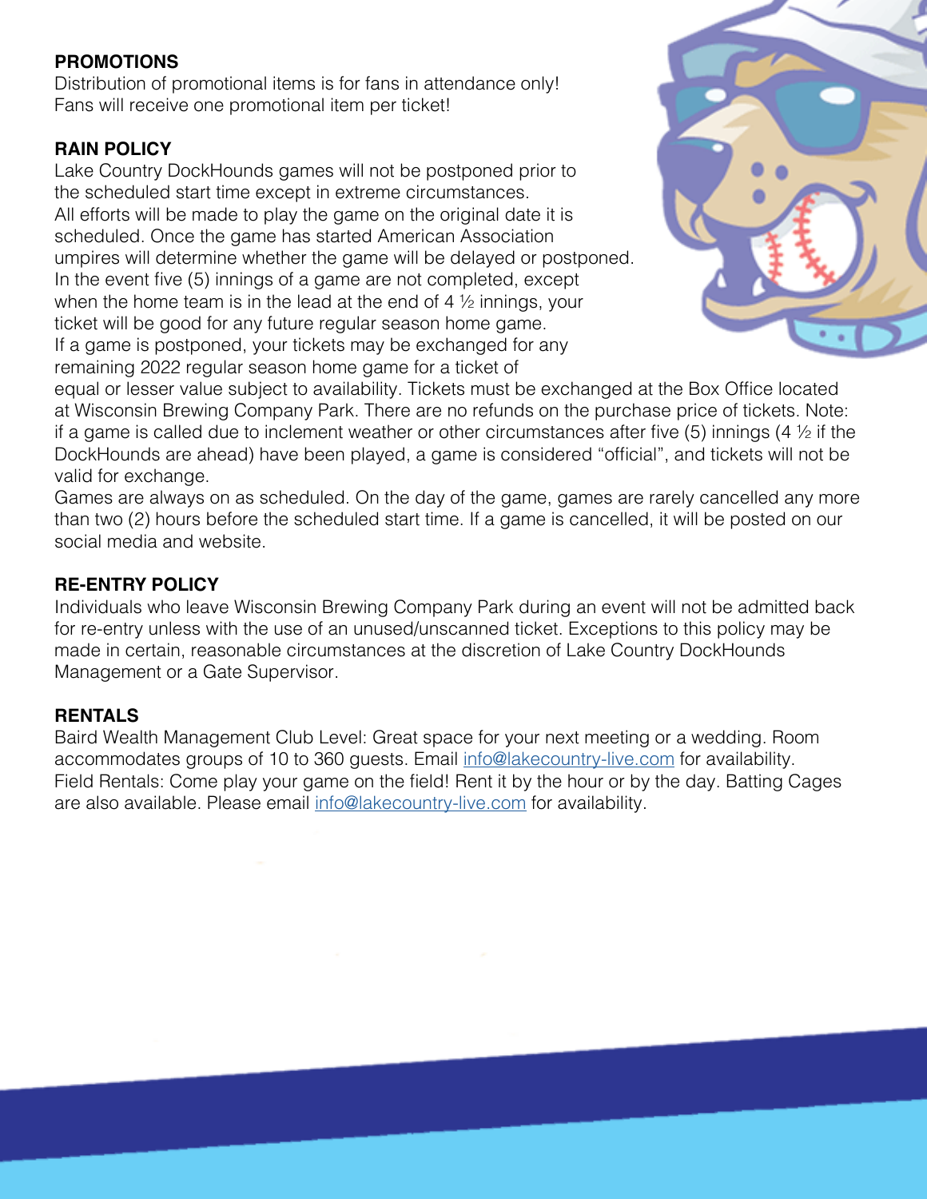## PROMOTIONS

Distribution of promotional items is for fans in attendance only!
Fans will receive one promotional item per ticket!

## RAIN POLICY

Lake Country DockHounds games will not be postponed prior to the scheduled start time except in extreme circumstances. All efforts will be made to play the game on the original date it is scheduled. Once the game has started American Association umpires will determine whether the game will be delayed or postponed. In the event five (5) innings of a game are not completed, except when the home team is in the lead at the end of 4 ½ innings, your ticket will be good for any future regular season home game. If a game is postponed, your tickets may be exchanged for any remaining 2022 regular season home game for a ticket of equal or lesser value subject to availability. Tickets must be exchanged at the Box Office located at Wisconsin Brewing Company Park. There are no refunds on the purchase price of tickets. Note: if a game is called due to inclement weather or other circumstances after five (5) innings (4 ½ if the DockHounds are ahead) have been played, a game is considered "official", and tickets will not be valid for exchange.

Games are always on as scheduled. On the day of the game, games are rarely cancelled any more than two (2) hours before the scheduled start time. If a game is cancelled, it will be posted on our social media and website.

## RE-ENTRY POLICY

Individuals who leave Wisconsin Brewing Company Park during an event will not be admitted back for re-entry unless with the use of an unused/unscanned ticket. Exceptions to this policy may be made in certain, reasonable circumstances at the discretion of Lake Country DockHounds Management or a Gate Supervisor.

## RENTALS

Baird Wealth Management Club Level: Great space for your next meeting or a wedding. Room accommodates groups of 10 to 360 guests. Email [info@lakecountry-live.com](mailto:info@lakecountry-live.com) for availability.
Field Rentals: Come play your game on the field! Rent it by the hour or by the day. Batting Cages are also available. Please email [info@lakecountry-live.com](mailto:info@lakecountry-live.com) for availability.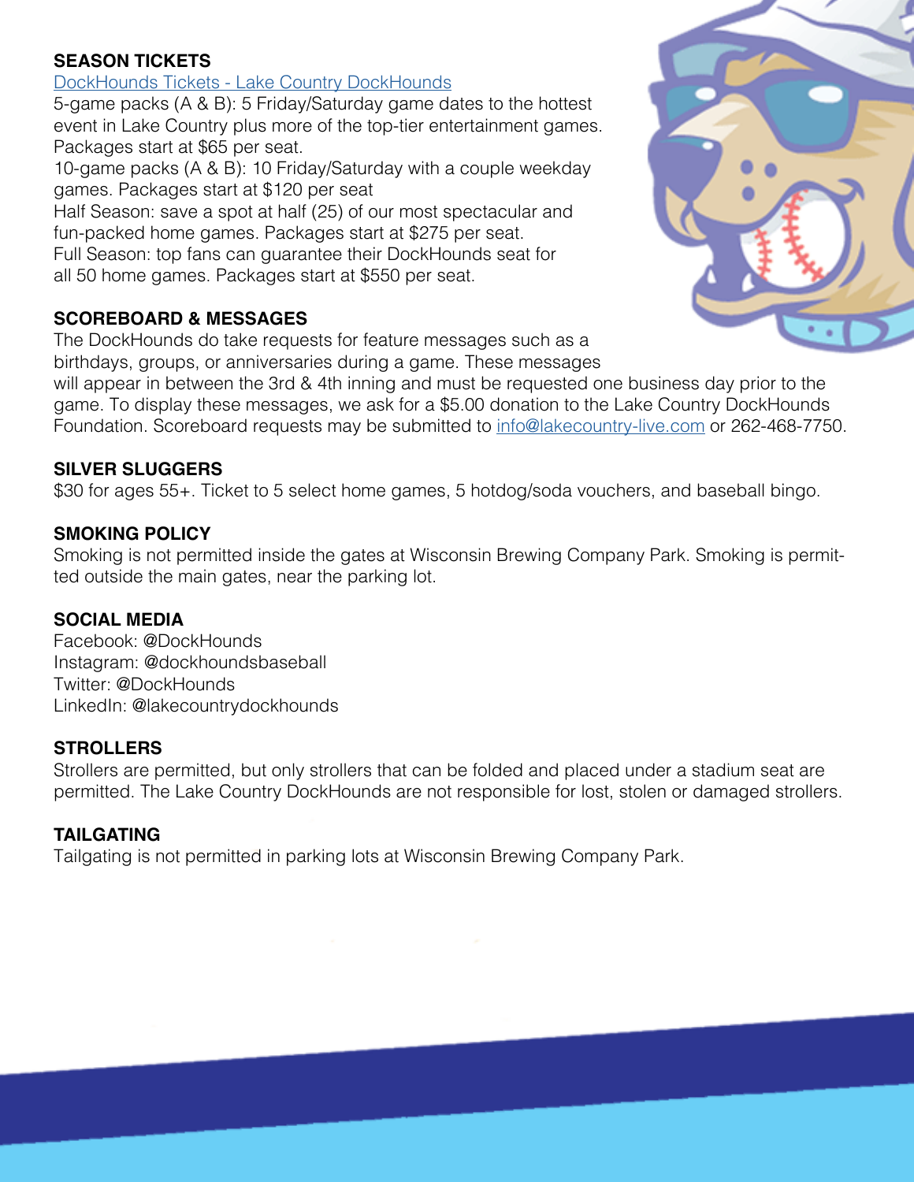### SEASON TICKETS

[DockHounds Tickets - Lake Country DockHounds]

5-game packs (A & B): 5 Friday/Saturday game dates to the hottest event in Lake Country plus more of the top-tier entertainment games. Packages start at $65 per seat.

10-game packs (A & B): 10 Friday/Saturday with a couple weekday games. Packages start at $120 per seat

Half Season: save a spot at half (25) of our most spectacular and fun-packed home games. Packages start at $275 per seat.

Full Season: top fans can guarantee their DockHounds seat for all 50 home games. Packages start at $550 per seat.

### SCOREBOARD & MESSAGES

The DockHounds do take requests for feature messages such as a birthdays, groups, or anniversaries during a game. These messages will appear in between the 3rd & 4th inning and must be requested one business day prior to the game. To display these messages, we ask for a $5.00 donation to the Lake Country DockHounds Foundation. Scoreboard requests may be submitted to info@lakecountry-live.com or 262-468-7750.

### SILVER SLUGGERS

$30 for ages 55+. Ticket to 5 select home games, 5 hotdog/soda vouchers, and baseball bingo.

### SMOKING POLICY

Smoking is not permitted inside the gates at Wisconsin Brewing Company Park. Smoking is permitted outside the main gates, near the parking lot.

### SOCIAL MEDIA

Facebook: @DockHounds
Instagram: @dockhoundsbaseball
Twitter: @DockHounds
LinkedIn: @lakecountrydockhounds

### STROLLERS

Strollers are permitted, but only strollers that can be folded and placed under a stadium seat are permitted. The Lake Country DockHounds are not responsible for lost, stolen or damaged strollers.

### TAILGATING

Tailgating is not permitted in parking lots at Wisconsin Brewing Company Park.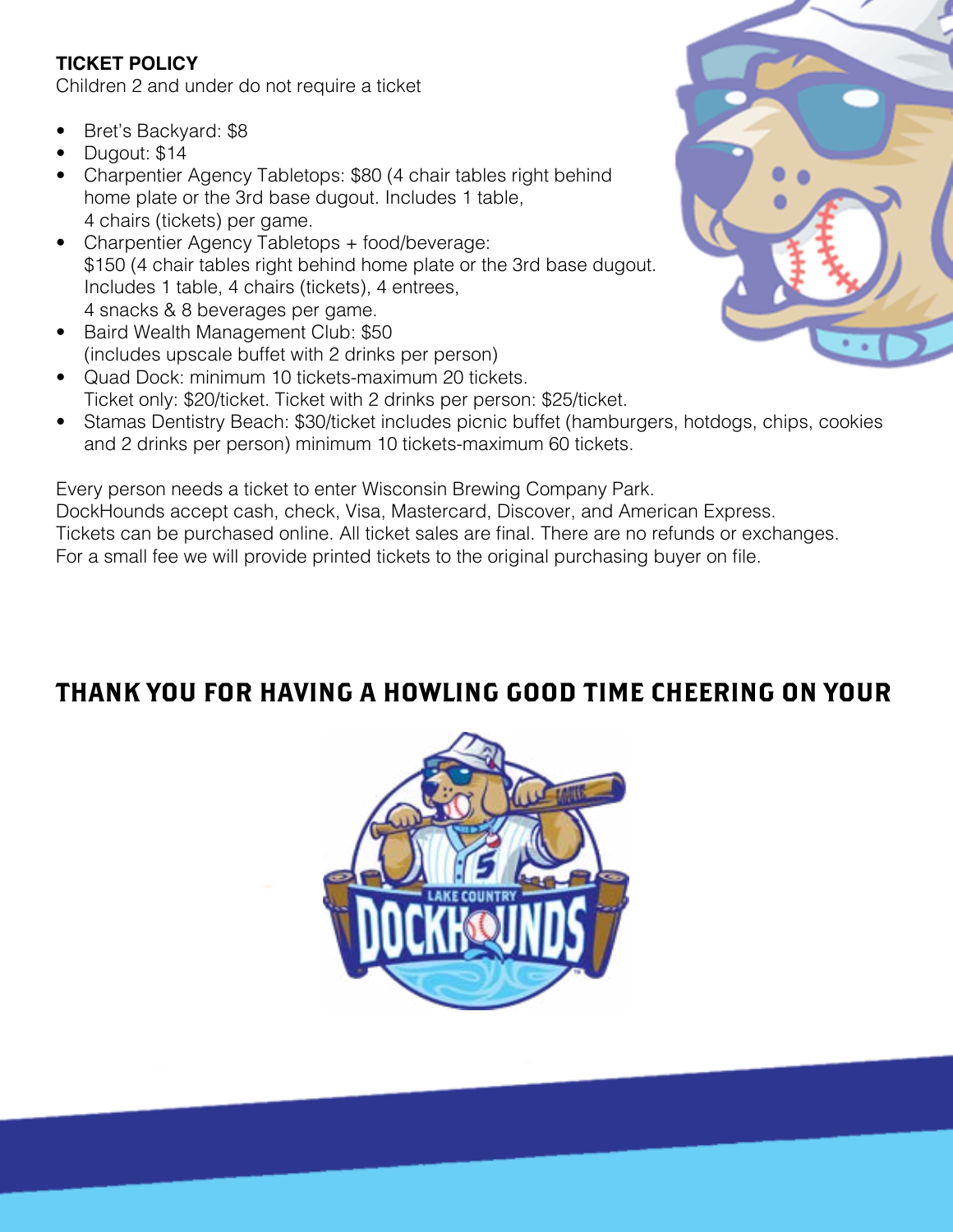**TICKET POLICY**

Children 2 and under do not require a ticket

- Bret's Backyard: $8
- Dugout: $14
- Charpentier Agency Tabletops: $80 (4 chair tables right behind home plate or the 3rd base dugout. Includes 1 table, 4 chairs (tickets) per game.
- Charpentier Agency Tabletops + food/beverage: $150 (4 chair tables right behind home plate or the 3rd base dugout. Includes 1 table, 4 chairs (tickets), 4 entrees, 4 snacks & 8 beverages per game.
- Baird Wealth Management Club: $50 (includes upscale buffet with 2 drinks per person)
- Quad Dock: minimum 10 tickets-maximum 20 tickets. Ticket only: $20/ticket. Ticket with 2 drinks per person: $25/ticket.
- Stamas Dentistry Beach: $30/ticket includes picnic buffet (hamburgers, hotdogs, chips, cookies and 2 drinks per person) minimum 10 tickets-maximum 60 tickets.

Every person needs a ticket to enter Wisconsin Brewing Company Park.
DockHounds accept cash, check, Visa, Mastercard, Discover, and American Express.
Tickets can be purchased online. All ticket sales are final. There are no refunds or exchanges.
For a small fee we will provide printed tickets to the original purchasing buyer on file.

## THANK YOU FOR HAVING A HOWLING GOOD TIME CHEERING ON YOUR

LAKE COUNTRY DOCKHOUNDS